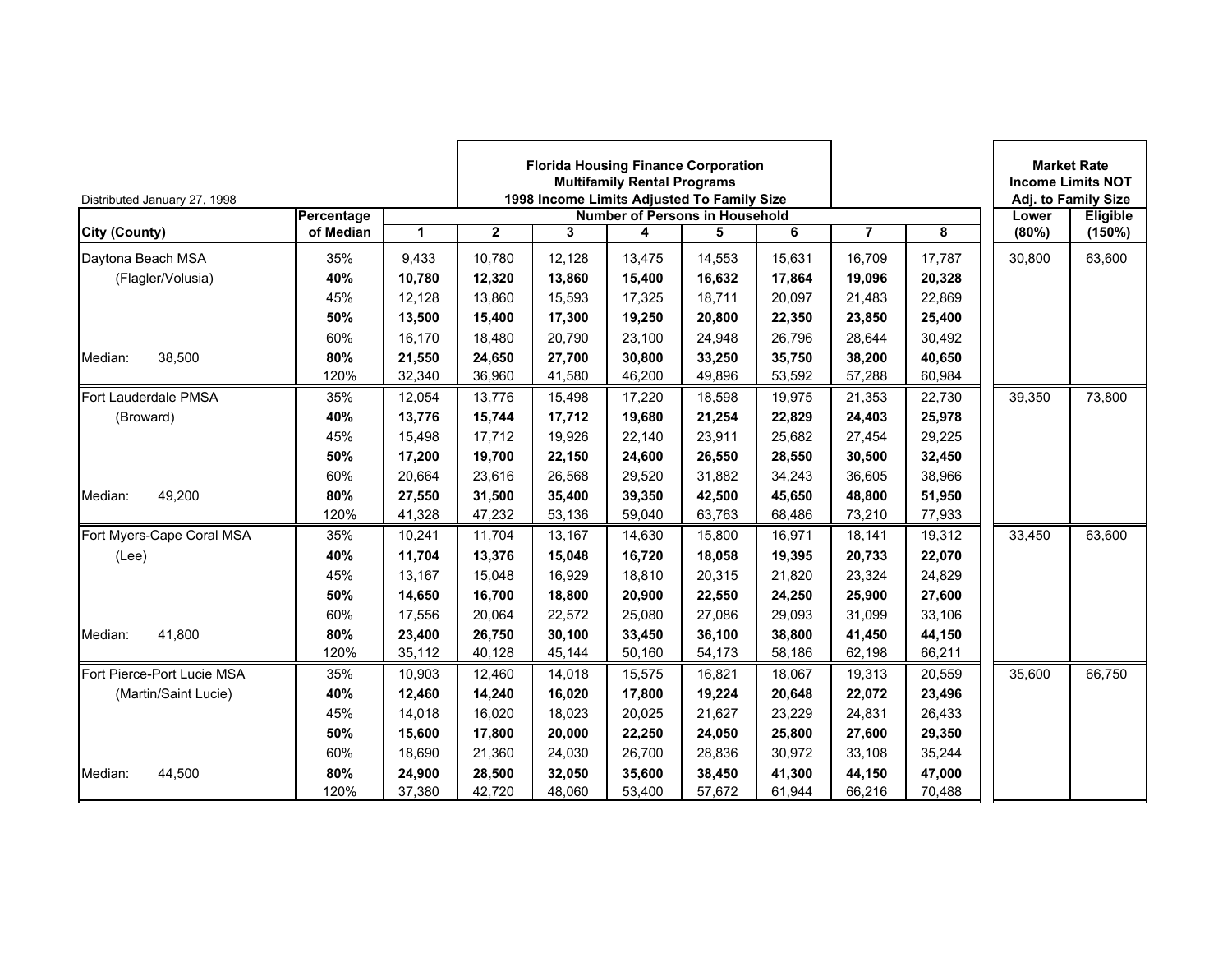Distributed January 27, 1998

**Florida Housing Finance Corporation**
**Multifamily Rental Programs**
**1998 Income Limits Adjusted To Family Size**

| City (County) | Percentage of Median | 1 | 2 | 3 | 4 | 5 | 6 | 7 | 8 | Market Rate Income Limits NOT Adj. to Family Size: Lower (80%) | Market Rate Income Limits NOT Adj. to Family Size: Eligible (150%) |
|---|---|---|---|---|---|---|---|---|---|---|---|
| | | **Number of Persons in Household** | | | | | | | | | |
| Daytona Beach MSA | 35% | 9,433 | 10,780 | 12,128 | 13,475 | 14,553 | 15,631 | 16,709 | 17,787 | 30,800 | 63,600 |
| (Flagler/Volusia) | **40%** | **10,780** | **12,320** | **13,860** | **15,400** | **16,632** | **17,864** | **19,096** | **20,328** | | |
| | 45% | 12,128 | 13,860 | 15,593 | 17,325 | 18,711 | 20,097 | 21,483 | 22,869 | | |
| | **50%** | **13,500** | **15,400** | **17,300** | **19,250** | **20,800** | **22,350** | **23,850** | **25,400** | | |
| | 60% | 16,170 | 18,480 | 20,790 | 23,100 | 24,948 | 26,796 | 28,644 | 30,492 | | |
| Median: 38,500 | **80%** | **21,550** | **24,650** | **27,700** | **30,800** | **33,250** | **35,750** | **38,200** | **40,650** | | |
| | 120% | 32,340 | 36,960 | 41,580 | 46,200 | 49,896 | 53,592 | 57,288 | 60,984 | | |
| Fort Lauderdale PMSA | 35% | 12,054 | 13,776 | 15,498 | 17,220 | 18,598 | 19,975 | 21,353 | 22,730 | 39,350 | 73,800 |
| (Broward) | **40%** | **13,776** | **15,744** | **17,712** | **19,680** | **21,254** | **22,829** | **24,403** | **25,978** | | |
| | 45% | 15,498 | 17,712 | 19,926 | 22,140 | 23,911 | 25,682 | 27,454 | 29,225 | | |
| | **50%** | **17,200** | **19,700** | **22,150** | **24,600** | **26,550** | **28,550** | **30,500** | **32,450** | | |
| | 60% | 20,664 | 23,616 | 26,568 | 29,520 | 31,882 | 34,243 | 36,605 | 38,966 | | |
| Median: 49,200 | **80%** | **27,550** | **31,500** | **35,400** | **39,350** | **42,500** | **45,650** | **48,800** | **51,950** | | |
| | 120% | 41,328 | 47,232 | 53,136 | 59,040 | 63,763 | 68,486 | 73,210 | 77,933 | | |
| Fort Myers-Cape Coral MSA | 35% | 10,241 | 11,704 | 13,167 | 14,630 | 15,800 | 16,971 | 18,141 | 19,312 | 33,450 | 63,600 |
| (Lee) | **40%** | **11,704** | **13,376** | **15,048** | **16,720** | **18,058** | **19,395** | **20,733** | **22,070** | | |
| | 45% | 13,167 | 15,048 | 16,929 | 18,810 | 20,315 | 21,820 | 23,324 | 24,829 | | |
| | **50%** | **14,650** | **16,700** | **18,800** | **20,900** | **22,550** | **24,250** | **25,900** | **27,600** | | |
| | 60% | 17,556 | 20,064 | 22,572 | 25,080 | 27,086 | 29,093 | 31,099 | 33,106 | | |
| Median: 41,800 | **80%** | **23,400** | **26,750** | **30,100** | **33,450** | **36,100** | **38,800** | **41,450** | **44,150** | | |
| | 120% | 35,112 | 40,128 | 45,144 | 50,160 | 54,173 | 58,186 | 62,198 | 66,211 | | |
| Fort Pierce-Port Lucie MSA | 35% | 10,903 | 12,460 | 14,018 | 15,575 | 16,821 | 18,067 | 19,313 | 20,559 | 35,600 | 66,750 |
| (Martin/Saint Lucie) | **40%** | **12,460** | **14,240** | **16,020** | **17,800** | **19,224** | **20,648** | **22,072** | **23,496** | | |
| | 45% | 14,018 | 16,020 | 18,023 | 20,025 | 21,627 | 23,229 | 24,831 | 26,433 | | |
| | **50%** | **15,600** | **17,800** | **20,000** | **22,250** | **24,050** | **25,800** | **27,600** | **29,350** | | |
| | 60% | 18,690 | 21,360 | 24,030 | 26,700 | 28,836 | 30,972 | 33,108 | 35,244 | | |
| Median: 44,500 | **80%** | **24,900** | **28,500** | **32,050** | **35,600** | **38,450** | **41,300** | **44,150** | **47,000** | | |
| | 120% | 37,380 | 42,720 | 48,060 | 53,400 | 57,672 | 61,944 | 66,216 | 70,488 | | |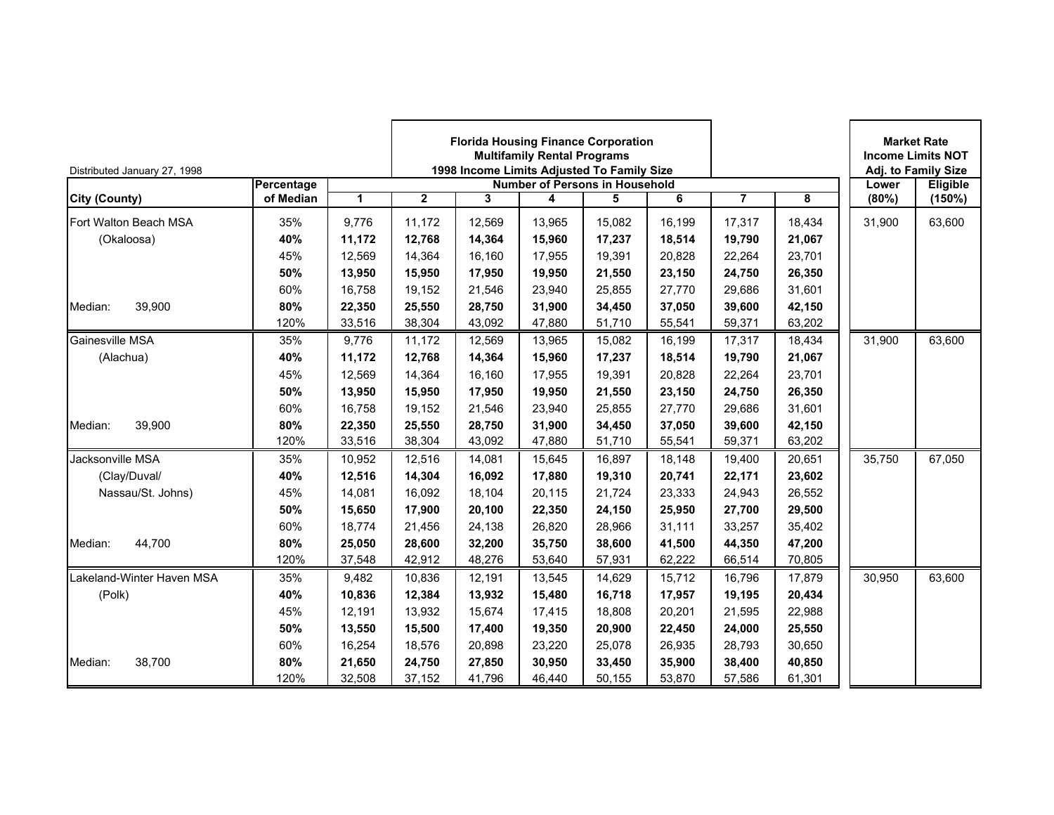Distributed January 27, 1998

**Florida Housing Finance Corporation**
**Multifamily Rental Programs**
**1998 Income Limits Adjusted To Family Size**

| City (County) | Percentage of Median | 1 | 2 | 3 | 4 | 5 | 6 | 7 | 8 | Market Rate Income Limits NOT Adj. to Family Size Lower (80%) | Eligible (150%) |
|---|---|---|---|---|---|---|---|---|---|---|---|
| | | **Number of Persons in Household** | | | | | | | | | |
| Fort Walton Beach MSA | 35% | 9,776 | 11,172 | 12,569 | 13,965 | 15,082 | 16,199 | 17,317 | 18,434 | 31,900 | 63,600 |
| (Okaloosa) | **40%** | **11,172** | **12,768** | **14,364** | **15,960** | **17,237** | **18,514** | **19,790** | **21,067** | | |
| | 45% | 12,569 | 14,364 | 16,160 | 17,955 | 19,391 | 20,828 | 22,264 | 23,701 | | |
| | **50%** | **13,950** | **15,950** | **17,950** | **19,950** | **21,550** | **23,150** | **24,750** | **26,350** | | |
| | 60% | 16,758 | 19,152 | 21,546 | 23,940 | 25,855 | 27,770 | 29,686 | 31,601 | | |
| Median: 39,900 | **80%** | **22,350** | **25,550** | **28,750** | **31,900** | **34,450** | **37,050** | **39,600** | **42,150** | | |
| | 120% | 33,516 | 38,304 | 43,092 | 47,880 | 51,710 | 55,541 | 59,371 | 63,202 | | |
| Gainesville MSA | 35% | 9,776 | 11,172 | 12,569 | 13,965 | 15,082 | 16,199 | 17,317 | 18,434 | 31,900 | 63,600 |
| (Alachua) | **40%** | **11,172** | **12,768** | **14,364** | **15,960** | **17,237** | **18,514** | **19,790** | **21,067** | | |
| | 45% | 12,569 | 14,364 | 16,160 | 17,955 | 19,391 | 20,828 | 22,264 | 23,701 | | |
| | **50%** | **13,950** | **15,950** | **17,950** | **19,950** | **21,550** | **23,150** | **24,750** | **26,350** | | |
| | 60% | 16,758 | 19,152 | 21,546 | 23,940 | 25,855 | 27,770 | 29,686 | 31,601 | | |
| Median: 39,900 | **80%** | **22,350** | **25,550** | **28,750** | **31,900** | **34,450** | **37,050** | **39,600** | **42,150** | | |
| | 120% | 33,516 | 38,304 | 43,092 | 47,880 | 51,710 | 55,541 | 59,371 | 63,202 | | |
| Jacksonville MSA | 35% | 10,952 | 12,516 | 14,081 | 15,645 | 16,897 | 18,148 | 19,400 | 20,651 | 35,750 | 67,050 |
| (Clay/Duval/ | **40%** | **12,516** | **14,304** | **16,092** | **17,880** | **19,310** | **20,741** | **22,171** | **23,602** | | |
| Nassau/St. Johns) | 45% | 14,081 | 16,092 | 18,104 | 20,115 | 21,724 | 23,333 | 24,943 | 26,552 | | |
| | **50%** | **15,650** | **17,900** | **20,100** | **22,350** | **24,150** | **25,950** | **27,700** | **29,500** | | |
| | 60% | 18,774 | 21,456 | 24,138 | 26,820 | 28,966 | 31,111 | 33,257 | 35,402 | | |
| Median: 44,700 | **80%** | **25,050** | **28,600** | **32,200** | **35,750** | **38,600** | **41,500** | **44,350** | **47,200** | | |
| | 120% | 37,548 | 42,912 | 48,276 | 53,640 | 57,931 | 62,222 | 66,514 | 70,805 | | |
| Lakeland-Winter Haven MSA | 35% | 9,482 | 10,836 | 12,191 | 13,545 | 14,629 | 15,712 | 16,796 | 17,879 | 30,950 | 63,600 |
| (Polk) | **40%** | **10,836** | **12,384** | **13,932** | **15,480** | **16,718** | **17,957** | **19,195** | **20,434** | | |
| | 45% | 12,191 | 13,932 | 15,674 | 17,415 | 18,808 | 20,201 | 21,595 | 22,988 | | |
| | **50%** | **13,550** | **15,500** | **17,400** | **19,350** | **20,900** | **22,450** | **24,000** | **25,550** | | |
| | 60% | 16,254 | 18,576 | 20,898 | 23,220 | 25,078 | 26,935 | 28,793 | 30,650 | | |
| Median: 38,700 | **80%** | **21,650** | **24,750** | **27,850** | **30,950** | **33,450** | **35,900** | **38,400** | **40,850** | | |
| | 120% | 32,508 | 37,152 | 41,796 | 46,440 | 50,155 | 53,870 | 57,586 | 61,301 | | |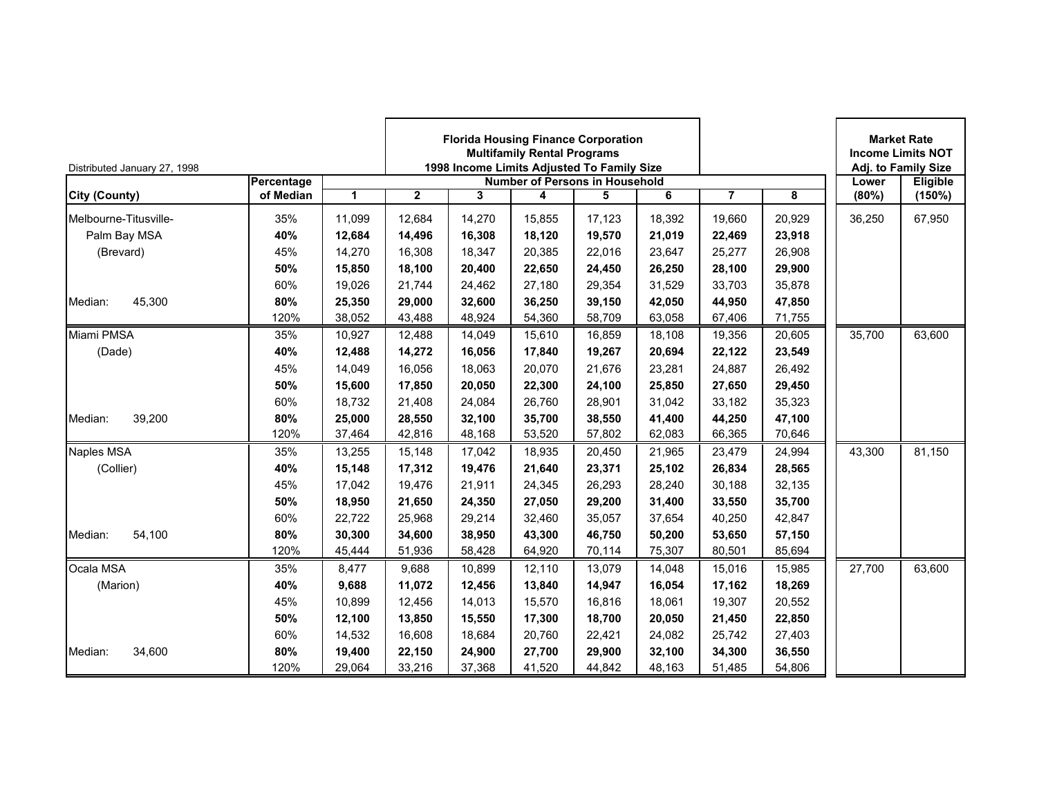Distributed January 27, 1998

**Florida Housing Finance Corporation**
**Multifamily Rental Programs**
**1998 Income Limits Adjusted To Family Size**

| City (County) | Percentage of Median | 1 | 2 | 3 | 4 | 5 | 6 | 7 | 8 | Market Rate Income Limits NOT Adj. to Family Size Lower (80%) | Eligible (150%) |
|---|---|---|---|---|---|---|---|---|---|---|---|
| | | **Number of Persons in Household** | | | | | | | | | |
| Melbourne-Titusville- | 35% | 11,099 | 12,684 | 14,270 | 15,855 | 17,123 | 18,392 | 19,660 | 20,929 | 36,250 | 67,950 |
| Palm Bay MSA | **40%** | **12,684** | **14,496** | **16,308** | **18,120** | **19,570** | **21,019** | **22,469** | **23,918** | | |
| (Brevard) | 45% | 14,270 | 16,308 | 18,347 | 20,385 | 22,016 | 23,647 | 25,277 | 26,908 | | |
| | **50%** | **15,850** | **18,100** | **20,400** | **22,650** | **24,450** | **26,250** | **28,100** | **29,900** | | |
| | 60% | 19,026 | 21,744 | 24,462 | 27,180 | 29,354 | 31,529 | 33,703 | 35,878 | | |
| Median: 45,300 | **80%** | **25,350** | **29,000** | **32,600** | **36,250** | **39,150** | **42,050** | **44,950** | **47,850** | | |
| | 120% | 38,052 | 43,488 | 48,924 | 54,360 | 58,709 | 63,058 | 67,406 | 71,755 | | |
| Miami PMSA | 35% | 10,927 | 12,488 | 14,049 | 15,610 | 16,859 | 18,108 | 19,356 | 20,605 | 35,700 | 63,600 |
| (Dade) | **40%** | **12,488** | **14,272** | **16,056** | **17,840** | **19,267** | **20,694** | **22,122** | **23,549** | | |
| | 45% | 14,049 | 16,056 | 18,063 | 20,070 | 21,676 | 23,281 | 24,887 | 26,492 | | |
| | **50%** | **15,600** | **17,850** | **20,050** | **22,300** | **24,100** | **25,850** | **27,650** | **29,450** | | |
| | 60% | 18,732 | 21,408 | 24,084 | 26,760 | 28,901 | 31,042 | 33,182 | 35,323 | | |
| Median: 39,200 | **80%** | **25,000** | **28,550** | **32,100** | **35,700** | **38,550** | **41,400** | **44,250** | **47,100** | | |
| | 120% | 37,464 | 42,816 | 48,168 | 53,520 | 57,802 | 62,083 | 66,365 | 70,646 | | |
| Naples MSA | 35% | 13,255 | 15,148 | 17,042 | 18,935 | 20,450 | 21,965 | 23,479 | 24,994 | 43,300 | 81,150 |
| (Collier) | **40%** | **15,148** | **17,312** | **19,476** | **21,640** | **23,371** | **25,102** | **26,834** | **28,565** | | |
| | 45% | 17,042 | 19,476 | 21,911 | 24,345 | 26,293 | 28,240 | 30,188 | 32,135 | | |
| | **50%** | **18,950** | **21,650** | **24,350** | **27,050** | **29,200** | **31,400** | **33,550** | **35,700** | | |
| | 60% | 22,722 | 25,968 | 29,214 | 32,460 | 35,057 | 37,654 | 40,250 | 42,847 | | |
| Median: 54,100 | **80%** | **30,300** | **34,600** | **38,950** | **43,300** | **46,750** | **50,200** | **53,650** | **57,150** | | |
| | 120% | 45,444 | 51,936 | 58,428 | 64,920 | 70,114 | 75,307 | 80,501 | 85,694 | | |
| Ocala MSA | 35% | 8,477 | 9,688 | 10,899 | 12,110 | 13,079 | 14,048 | 15,016 | 15,985 | 27,700 | 63,600 |
| (Marion) | **40%** | **9,688** | **11,072** | **12,456** | **13,840** | **14,947** | **16,054** | **17,162** | **18,269** | | |
| | 45% | 10,899 | 12,456 | 14,013 | 15,570 | 16,816 | 18,061 | 19,307 | 20,552 | | |
| | **50%** | **12,100** | **13,850** | **15,550** | **17,300** | **18,700** | **20,050** | **21,450** | **22,850** | | |
| | 60% | 14,532 | 16,608 | 18,684 | 20,760 | 22,421 | 24,082 | 25,742 | 27,403 | | |
| Median: 34,600 | **80%** | **19,400** | **22,150** | **24,900** | **27,700** | **29,900** | **32,100** | **34,300** | **36,550** | | |
| | 120% | 29,064 | 33,216 | 37,368 | 41,520 | 44,842 | 48,163 | 51,485 | 54,806 | | |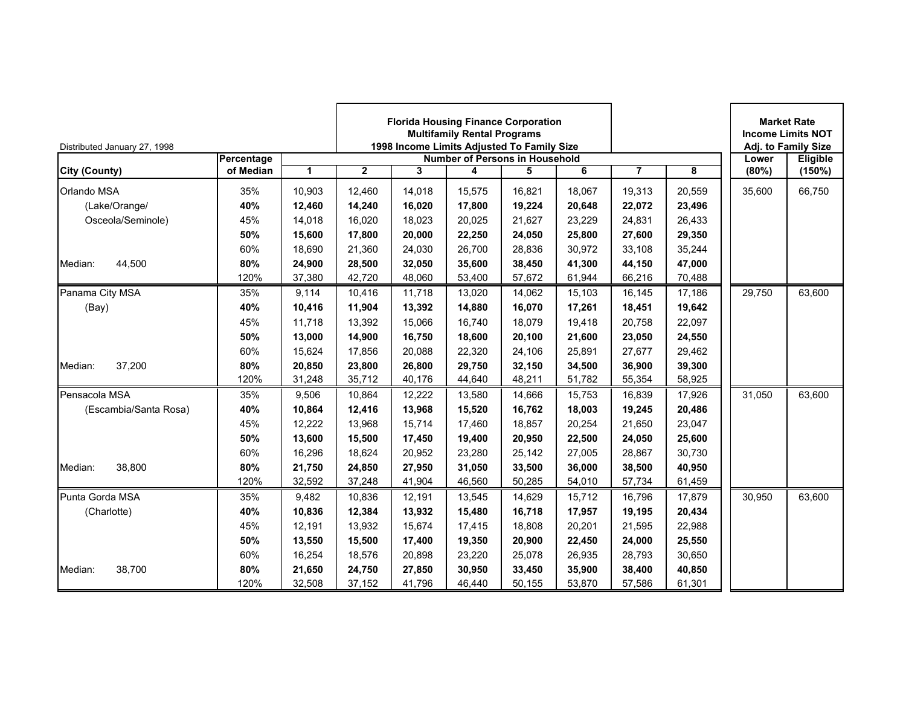Distributed January 27, 1998

**Florida Housing Finance Corporation**
**Multifamily Rental Programs**
**1998 Income Limits Adjusted To Family Size**

| City (County) | Percentage of Median | 1 | 2 | 3 | 4 | 5 | 6 | 7 | 8 | Market Rate Income Limits NOT Adj. to Family Size Lower (80%) | Eligible (150%) |
|---|---|---|---|---|---|---|---|---|---|---|---|
| Orlando MSA | 35% | 10,903 | 12,460 | 14,018 | 15,575 | 16,821 | 18,067 | 19,313 | 20,559 | 35,600 | 66,750 |
| (Lake/Orange/ | **40%** | **12,460** | **14,240** | **16,020** | **17,800** | **19,224** | **20,648** | **22,072** | **23,496** | | |
| Osceola/Seminole) | 45% | 14,018 | 16,020 | 18,023 | 20,025 | 21,627 | 23,229 | 24,831 | 26,433 | | |
| | **50%** | **15,600** | **17,800** | **20,000** | **22,250** | **24,050** | **25,800** | **27,600** | **29,350** | | |
| | 60% | 18,690 | 21,360 | 24,030 | 26,700 | 28,836 | 30,972 | 33,108 | 35,244 | | |
| Median: 44,500 | **80%** | **24,900** | **28,500** | **32,050** | **35,600** | **38,450** | **41,300** | **44,150** | **47,000** | | |
| | 120% | 37,380 | 42,720 | 48,060 | 53,400 | 57,672 | 61,944 | 66,216 | 70,488 | | |
| Panama City MSA | 35% | 9,114 | 10,416 | 11,718 | 13,020 | 14,062 | 15,103 | 16,145 | 17,186 | 29,750 | 63,600 |
| (Bay) | **40%** | **10,416** | **11,904** | **13,392** | **14,880** | **16,070** | **17,261** | **18,451** | **19,642** | | |
| | 45% | 11,718 | 13,392 | 15,066 | 16,740 | 18,079 | 19,418 | 20,758 | 22,097 | | |
| | **50%** | **13,000** | **14,900** | **16,750** | **18,600** | **20,100** | **21,600** | **23,050** | **24,550** | | |
| | 60% | 15,624 | 17,856 | 20,088 | 22,320 | 24,106 | 25,891 | 27,677 | 29,462 | | |
| Median: 37,200 | **80%** | **20,850** | **23,800** | **26,800** | **29,750** | **32,150** | **34,500** | **36,900** | **39,300** | | |
| | 120% | 31,248 | 35,712 | 40,176 | 44,640 | 48,211 | 51,782 | 55,354 | 58,925 | | |
| Pensacola MSA | 35% | 9,506 | 10,864 | 12,222 | 13,580 | 14,666 | 15,753 | 16,839 | 17,926 | 31,050 | 63,600 |
| (Escambia/Santa Rosa) | **40%** | **10,864** | **12,416** | **13,968** | **15,520** | **16,762** | **18,003** | **19,245** | **20,486** | | |
| | 45% | 12,222 | 13,968 | 15,714 | 17,460 | 18,857 | 20,254 | 21,650 | 23,047 | | |
| | **50%** | **13,600** | **15,500** | **17,450** | **19,400** | **20,950** | **22,500** | **24,050** | **25,600** | | |
| | 60% | 16,296 | 18,624 | 20,952 | 23,280 | 25,142 | 27,005 | 28,867 | 30,730 | | |
| Median: 38,800 | **80%** | **21,750** | **24,850** | **27,950** | **31,050** | **33,500** | **36,000** | **38,500** | **40,950** | | |
| | 120% | 32,592 | 37,248 | 41,904 | 46,560 | 50,285 | 54,010 | 57,734 | 61,459 | | |
| Punta Gorda MSA | 35% | 9,482 | 10,836 | 12,191 | 13,545 | 14,629 | 15,712 | 16,796 | 17,879 | 30,950 | 63,600 |
| (Charlotte) | **40%** | **10,836** | **12,384** | **13,932** | **15,480** | **16,718** | **17,957** | **19,195** | **20,434** | | |
| | 45% | 12,191 | 13,932 | 15,674 | 17,415 | 18,808 | 20,201 | 21,595 | 22,988 | | |
| | **50%** | **13,550** | **15,500** | **17,400** | **19,350** | **20,900** | **22,450** | **24,000** | **25,550** | | |
| | 60% | 16,254 | 18,576 | 20,898 | 23,220 | 25,078 | 26,935 | 28,793 | 30,650 | | |
| Median: 38,700 | **80%** | **21,650** | **24,750** | **27,850** | **30,950** | **33,450** | **35,900** | **38,400** | **40,850** | | |
| | 120% | 32,508 | 37,152 | 41,796 | 46,440 | 50,155 | 53,870 | 57,586 | 61,301 | | |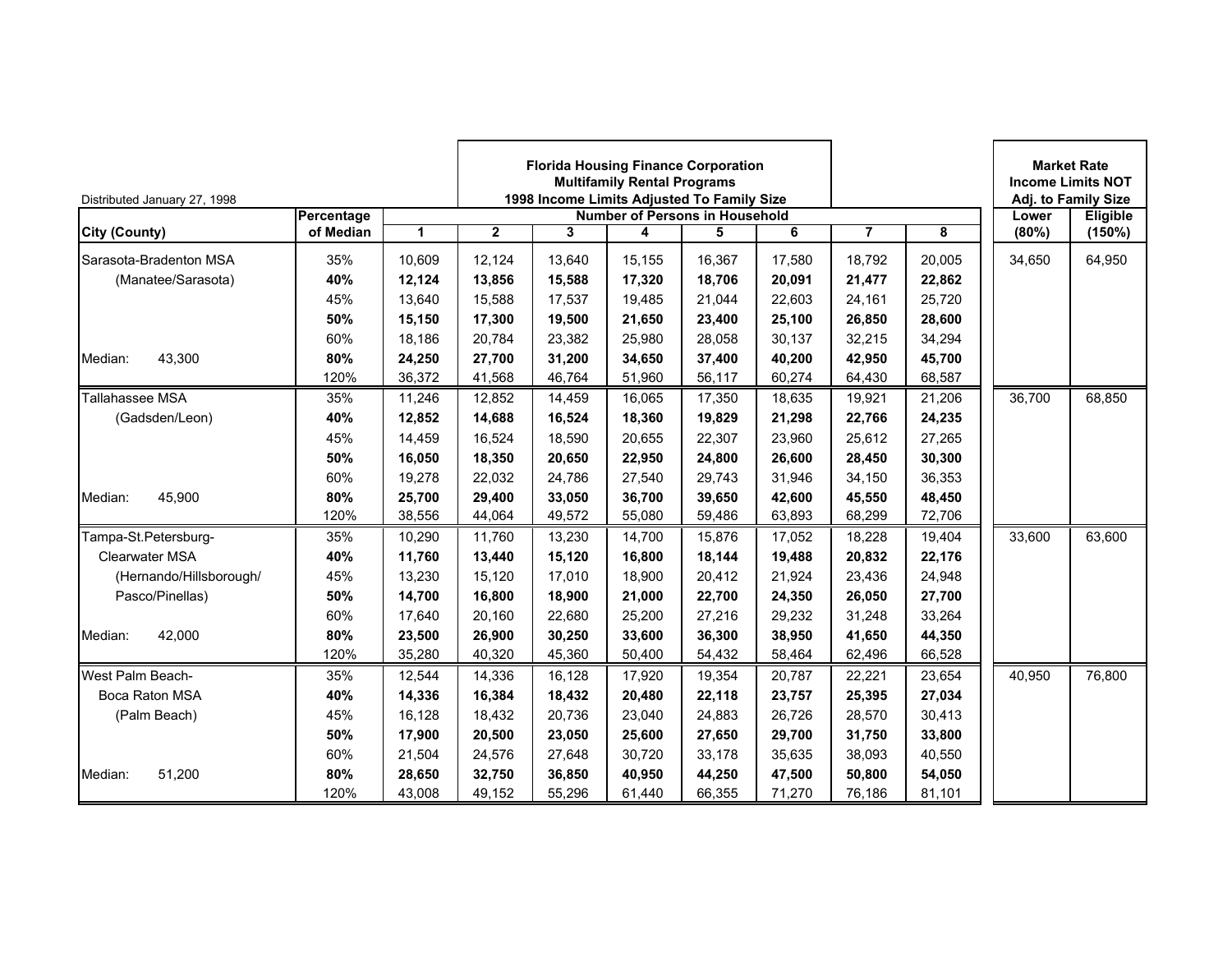Distributed January 27, 1998

**Florida Housing Finance Corporation**
**Multifamily Rental Programs**
**1998 Income Limits Adjusted To Family Size**

| City (County) | Percentage of Median | 1 | 2 | 3 | 4 | 5 | 6 | 7 | 8 | Market Rate Income Limits NOT Adj. to Family Size Lower (80%) | Market Rate Income Limits NOT Adj. to Family Size Eligible (150%) |
|---|---|---|---|---|---|---|---|---|---|---|---|
| Sarasota-Bradenton MSA | 35% | 10,609 | 12,124 | 13,640 | 15,155 | 16,367 | 17,580 | 18,792 | 20,005 | 34,650 | 64,950 |
| (Manatee/Sarasota) | **40%** | **12,124** | **13,856** | **15,588** | **17,320** | **18,706** | **20,091** | **21,477** | **22,862** | | |
| | 45% | 13,640 | 15,588 | 17,537 | 19,485 | 21,044 | 22,603 | 24,161 | 25,720 | | |
| | **50%** | **15,150** | **17,300** | **19,500** | **21,650** | **23,400** | **25,100** | **26,850** | **28,600** | | |
| | 60% | 18,186 | 20,784 | 23,382 | 25,980 | 28,058 | 30,137 | 32,215 | 34,294 | | |
| Median: 43,300 | **80%** | **24,250** | **27,700** | **31,200** | **34,650** | **37,400** | **40,200** | **42,950** | **45,700** | | |
| | 120% | 36,372 | 41,568 | 46,764 | 51,960 | 56,117 | 60,274 | 64,430 | 68,587 | | |
| Tallahassee MSA | 35% | 11,246 | 12,852 | 14,459 | 16,065 | 17,350 | 18,635 | 19,921 | 21,206 | 36,700 | 68,850 |
| (Gadsden/Leon) | **40%** | **12,852** | **14,688** | **16,524** | **18,360** | **19,829** | **21,298** | **22,766** | **24,235** | | |
| | 45% | 14,459 | 16,524 | 18,590 | 20,655 | 22,307 | 23,960 | 25,612 | 27,265 | | |
| | **50%** | **16,050** | **18,350** | **20,650** | **22,950** | **24,800** | **26,600** | **28,450** | **30,300** | | |
| | 60% | 19,278 | 22,032 | 24,786 | 27,540 | 29,743 | 31,946 | 34,150 | 36,353 | | |
| Median: 45,900 | **80%** | **25,700** | **29,400** | **33,050** | **36,700** | **39,650** | **42,600** | **45,550** | **48,450** | | |
| | 120% | 38,556 | 44,064 | 49,572 | 55,080 | 59,486 | 63,893 | 68,299 | 72,706 | | |
| Tampa-St.Petersburg- | 35% | 10,290 | 11,760 | 13,230 | 14,700 | 15,876 | 17,052 | 18,228 | 19,404 | 33,600 | 63,600 |
| Clearwater MSA | **40%** | **11,760** | **13,440** | **15,120** | **16,800** | **18,144** | **19,488** | **20,832** | **22,176** | | |
| (Hernando/Hillsborough/ | 45% | 13,230 | 15,120 | 17,010 | 18,900 | 20,412 | 21,924 | 23,436 | 24,948 | | |
| Pasco/Pinellas) | **50%** | **14,700** | **16,800** | **18,900** | **21,000** | **22,700** | **24,350** | **26,050** | **27,700** | | |
| | 60% | 17,640 | 20,160 | 22,680 | 25,200 | 27,216 | 29,232 | 31,248 | 33,264 | | |
| Median: 42,000 | **80%** | **23,500** | **26,900** | **30,250** | **33,600** | **36,300** | **38,950** | **41,650** | **44,350** | | |
| | 120% | 35,280 | 40,320 | 45,360 | 50,400 | 54,432 | 58,464 | 62,496 | 66,528 | | |
| West Palm Beach- | 35% | 12,544 | 14,336 | 16,128 | 17,920 | 19,354 | 20,787 | 22,221 | 23,654 | 40,950 | 76,800 |
| Boca Raton MSA | **40%** | **14,336** | **16,384** | **18,432** | **20,480** | **22,118** | **23,757** | **25,395** | **27,034** | | |
| (Palm Beach) | 45% | 16,128 | 18,432 | 20,736 | 23,040 | 24,883 | 26,726 | 28,570 | 30,413 | | |
| | **50%** | **17,900** | **20,500** | **23,050** | **25,600** | **27,650** | **29,700** | **31,750** | **33,800** | | |
| | 60% | 21,504 | 24,576 | 27,648 | 30,720 | 33,178 | 35,635 | 38,093 | 40,550 | | |
| Median: 51,200 | **80%** | **28,650** | **32,750** | **36,850** | **40,950** | **44,250** | **47,500** | **50,800** | **54,050** | | |
| | 120% | 43,008 | 49,152 | 55,296 | 61,440 | 66,355 | 71,270 | 76,186 | 81,101 | | |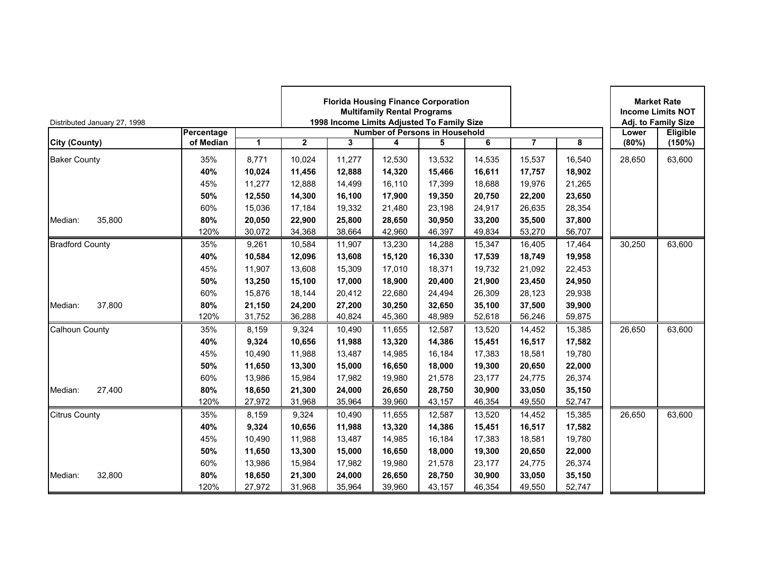Distributed January 27, 1998

**Florida Housing Finance Corporation**
**Multifamily Rental Programs**
**1998 Income Limits Adjusted To Family Size**

| City (County) | Percentage of Median | 1 | 2 | 3 | 4 | 5 | 6 | 7 | 8 | Lower (80%) | Eligible (150%) |
|---|---|---|---|---|---|---|---|---|---|---|---|
| | | **Number of Persons in Household** | | | | | | | | **Market Rate Income Limits NOT Adj. to Family Size** | |
| Baker County | 35% | 8,771 | 10,024 | 11,277 | 12,530 | 13,532 | 14,535 | 15,537 | 16,540 | 28,650 | 63,600 |
| | **40%** | **10,024** | **11,456** | **12,888** | **14,320** | **15,466** | **16,611** | **17,757** | **18,902** | | |
| | 45% | 11,277 | 12,888 | 14,499 | 16,110 | 17,399 | 18,688 | 19,976 | 21,265 | | |
| | **50%** | **12,550** | **14,300** | **16,100** | **17,900** | **19,350** | **20,750** | **22,200** | **23,650** | | |
| | 60% | 15,036 | 17,184 | 19,332 | 21,480 | 23,198 | 24,917 | 26,635 | 28,354 | | |
| Median: 35,800 | **80%** | **20,050** | **22,900** | **25,800** | **28,650** | **30,950** | **33,200** | **35,500** | **37,800** | | |
| | 120% | 30,072 | 34,368 | 38,664 | 42,960 | 46,397 | 49,834 | 53,270 | 56,707 | | |
| Bradford County | 35% | 9,261 | 10,584 | 11,907 | 13,230 | 14,288 | 15,347 | 16,405 | 17,464 | 30,250 | 63,600 |
| | **40%** | **10,584** | **12,096** | **13,608** | **15,120** | **16,330** | **17,539** | **18,749** | **19,958** | | |
| | 45% | 11,907 | 13,608 | 15,309 | 17,010 | 18,371 | 19,732 | 21,092 | 22,453 | | |
| | **50%** | **13,250** | **15,100** | **17,000** | **18,900** | **20,400** | **21,900** | **23,450** | **24,950** | | |
| | 60% | 15,876 | 18,144 | 20,412 | 22,680 | 24,494 | 26,309 | 28,123 | 29,938 | | |
| Median: 37,800 | **80%** | **21,150** | **24,200** | **27,200** | **30,250** | **32,650** | **35,100** | **37,500** | **39,900** | | |
| | 120% | 31,752 | 36,288 | 40,824 | 45,360 | 48,989 | 52,618 | 56,246 | 59,875 | | |
| Calhoun County | 35% | 8,159 | 9,324 | 10,490 | 11,655 | 12,587 | 13,520 | 14,452 | 15,385 | 26,650 | 63,600 |
| | **40%** | **9,324** | **10,656** | **11,988** | **13,320** | **14,386** | **15,451** | **16,517** | **17,582** | | |
| | 45% | 10,490 | 11,988 | 13,487 | 14,985 | 16,184 | 17,383 | 18,581 | 19,780 | | |
| | **50%** | **11,650** | **13,300** | **15,000** | **16,650** | **18,000** | **19,300** | **20,650** | **22,000** | | |
| | 60% | 13,986 | 15,984 | 17,982 | 19,980 | 21,578 | 23,177 | 24,775 | 26,374 | | |
| Median: 27,400 | **80%** | **18,650** | **21,300** | **24,000** | **26,650** | **28,750** | **30,900** | **33,050** | **35,150** | | |
| | 120% | 27,972 | 31,968 | 35,964 | 39,960 | 43,157 | 46,354 | 49,550 | 52,747 | | |
| Citrus County | 35% | 8,159 | 9,324 | 10,490 | 11,655 | 12,587 | 13,520 | 14,452 | 15,385 | 26,650 | 63,600 |
| | **40%** | **9,324** | **10,656** | **11,988** | **13,320** | **14,386** | **15,451** | **16,517** | **17,582** | | |
| | 45% | 10,490 | 11,988 | 13,487 | 14,985 | 16,184 | 17,383 | 18,581 | 19,780 | | |
| | **50%** | **11,650** | **13,300** | **15,000** | **16,650** | **18,000** | **19,300** | **20,650** | **22,000** | | |
| | 60% | 13,986 | 15,984 | 17,982 | 19,980 | 21,578 | 23,177 | 24,775 | 26,374 | | |
| Median: 32,800 | **80%** | **18,650** | **21,300** | **24,000** | **26,650** | **28,750** | **30,900** | **33,050** | **35,150** | | |
| | 120% | 27,972 | 31,968 | 35,964 | 39,960 | 43,157 | 46,354 | 49,550 | 52,747 | | |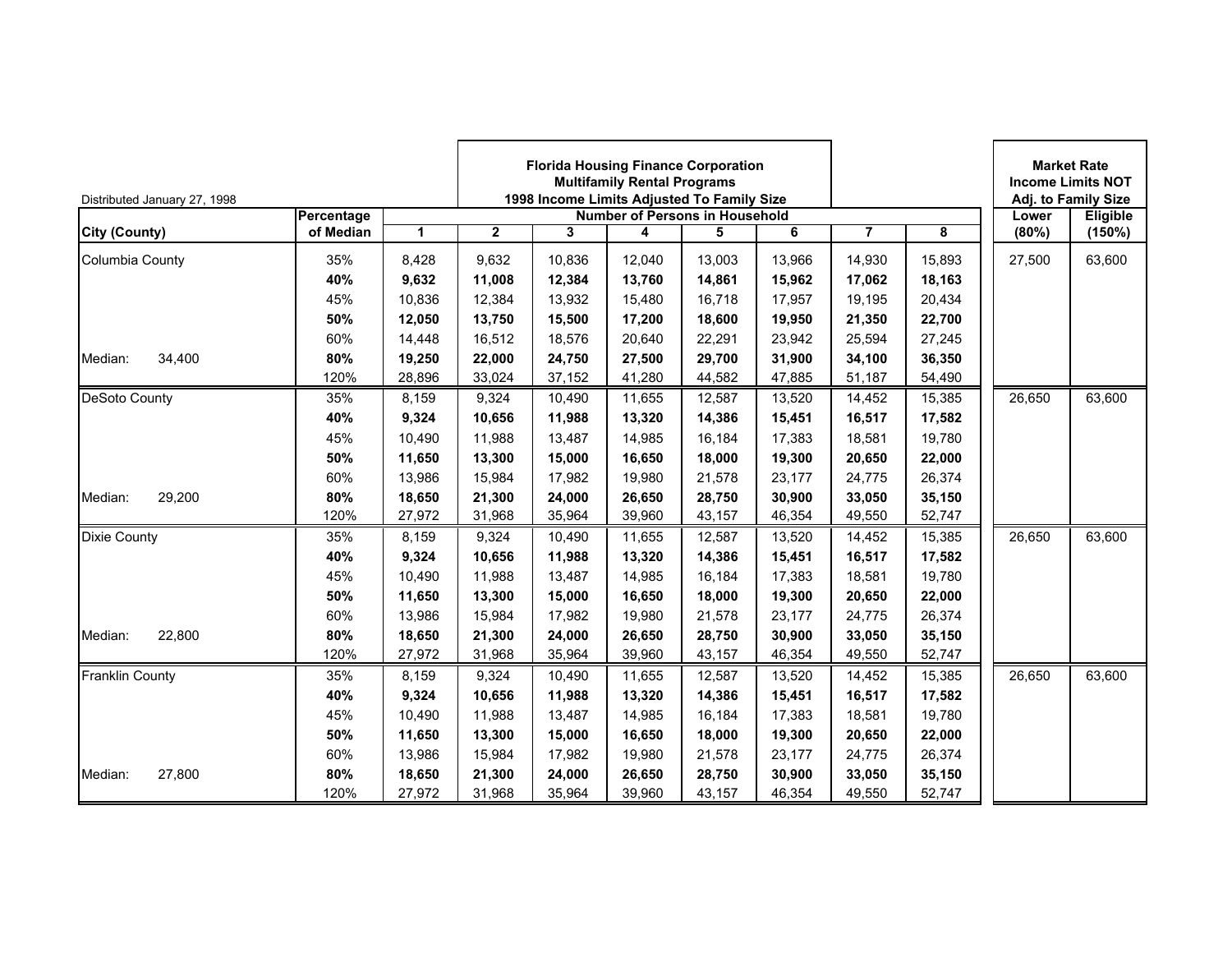Distributed January 27, 1998

| City (County) | Percentage of Median | Florida Housing Finance Corporation Multifamily Rental Programs 1998 Income Limits Adjusted To Family Size — Number of Persons in Household: 1 | 2 | 3 | 4 | 5 | 6 | 7 | 8 | Market Rate Income Limits NOT Adj. to Family Size: Lower (80%) | Eligible (150%) |
|---|---|---|---|---|---|---|---|---|---|---|---|
| Columbia County | 35% | 8,428 | 9,632 | 10,836 | 12,040 | 13,003 | 13,966 | 14,930 | 15,893 | 27,500 | 63,600 |
| | **40%** | **9,632** | **11,008** | **12,384** | **13,760** | **14,861** | **15,962** | **17,062** | **18,163** | | |
| | 45% | 10,836 | 12,384 | 13,932 | 15,480 | 16,718 | 17,957 | 19,195 | 20,434 | | |
| | **50%** | **12,050** | **13,750** | **15,500** | **17,200** | **18,600** | **19,950** | **21,350** | **22,700** | | |
| | 60% | 14,448 | 16,512 | 18,576 | 20,640 | 22,291 | 23,942 | 25,594 | 27,245 | | |
| Median: 34,400 | **80%** | **19,250** | **22,000** | **24,750** | **27,500** | **29,700** | **31,900** | **34,100** | **36,350** | | |
| | 120% | 28,896 | 33,024 | 37,152 | 41,280 | 44,582 | 47,885 | 51,187 | 54,490 | | |
| DeSoto County | 35% | 8,159 | 9,324 | 10,490 | 11,655 | 12,587 | 13,520 | 14,452 | 15,385 | 26,650 | 63,600 |
| | **40%** | **9,324** | **10,656** | **11,988** | **13,320** | **14,386** | **15,451** | **16,517** | **17,582** | | |
| | 45% | 10,490 | 11,988 | 13,487 | 14,985 | 16,184 | 17,383 | 18,581 | 19,780 | | |
| | **50%** | **11,650** | **13,300** | **15,000** | **16,650** | **18,000** | **19,300** | **20,650** | **22,000** | | |
| | 60% | 13,986 | 15,984 | 17,982 | 19,980 | 21,578 | 23,177 | 24,775 | 26,374 | | |
| Median: 29,200 | **80%** | **18,650** | **21,300** | **24,000** | **26,650** | **28,750** | **30,900** | **33,050** | **35,150** | | |
| | 120% | 27,972 | 31,968 | 35,964 | 39,960 | 43,157 | 46,354 | 49,550 | 52,747 | | |
| Dixie County | 35% | 8,159 | 9,324 | 10,490 | 11,655 | 12,587 | 13,520 | 14,452 | 15,385 | 26,650 | 63,600 |
| | **40%** | **9,324** | **10,656** | **11,988** | **13,320** | **14,386** | **15,451** | **16,517** | **17,582** | | |
| | 45% | 10,490 | 11,988 | 13,487 | 14,985 | 16,184 | 17,383 | 18,581 | 19,780 | | |
| | **50%** | **11,650** | **13,300** | **15,000** | **16,650** | **18,000** | **19,300** | **20,650** | **22,000** | | |
| | 60% | 13,986 | 15,984 | 17,982 | 19,980 | 21,578 | 23,177 | 24,775 | 26,374 | | |
| Median: 22,800 | **80%** | **18,650** | **21,300** | **24,000** | **26,650** | **28,750** | **30,900** | **33,050** | **35,150** | | |
| | 120% | 27,972 | 31,968 | 35,964 | 39,960 | 43,157 | 46,354 | 49,550 | 52,747 | | |
| Franklin County | 35% | 8,159 | 9,324 | 10,490 | 11,655 | 12,587 | 13,520 | 14,452 | 15,385 | 26,650 | 63,600 |
| | **40%** | **9,324** | **10,656** | **11,988** | **13,320** | **14,386** | **15,451** | **16,517** | **17,582** | | |
| | 45% | 10,490 | 11,988 | 13,487 | 14,985 | 16,184 | 17,383 | 18,581 | 19,780 | | |
| | **50%** | **11,650** | **13,300** | **15,000** | **16,650** | **18,000** | **19,300** | **20,650** | **22,000** | | |
| | 60% | 13,986 | 15,984 | 17,982 | 19,980 | 21,578 | 23,177 | 24,775 | 26,374 | | |
| Median: 27,800 | **80%** | **18,650** | **21,300** | **24,000** | **26,650** | **28,750** | **30,900** | **33,050** | **35,150** | | |
| | 120% | 27,972 | 31,968 | 35,964 | 39,960 | 43,157 | 46,354 | 49,550 | 52,747 | | |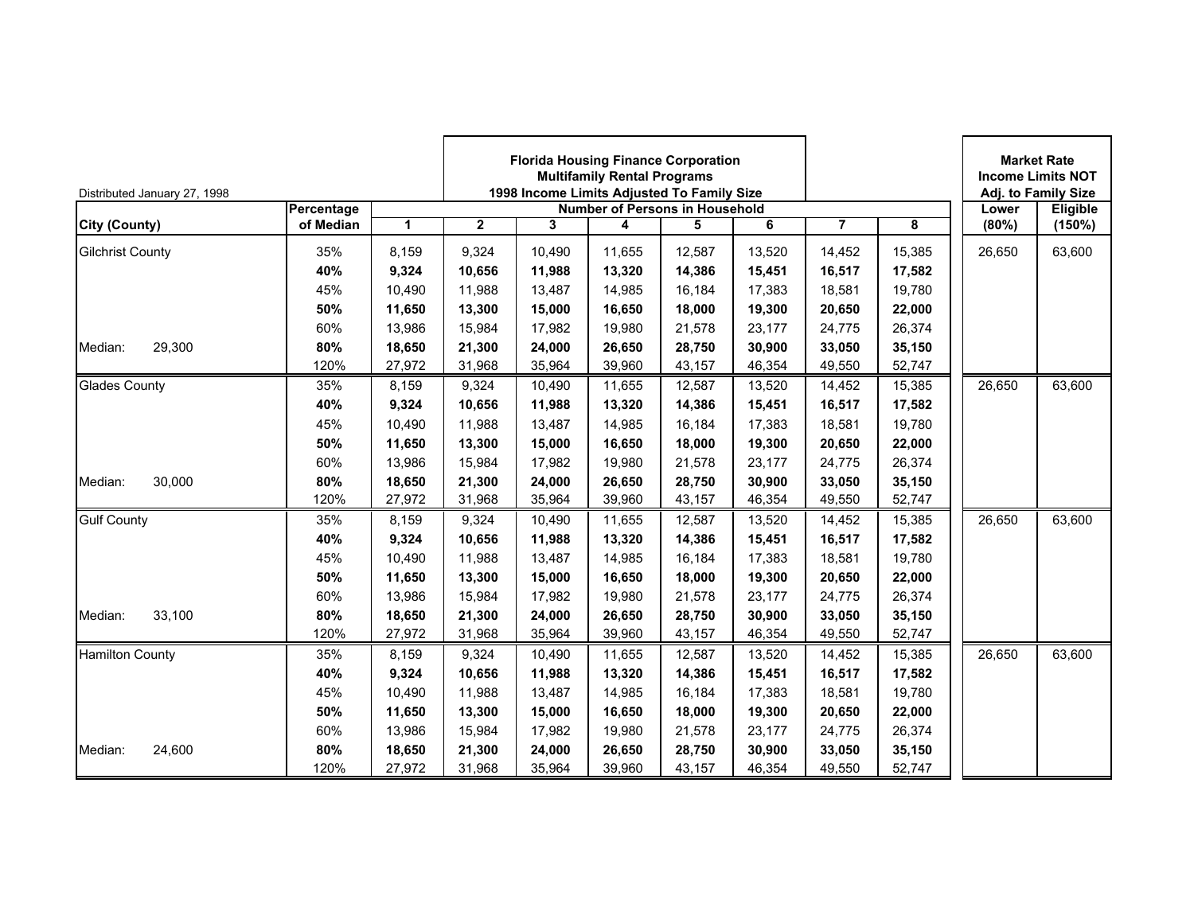Distributed January 27, 1998

**Florida Housing Finance Corporation**
**Multifamily Rental Programs**
**1998 Income Limits Adjusted To Family Size**

| City (County) | Percentage of Median | 1 | 2 | 3 | 4 | 5 | 6 | 7 | 8 | Market Rate Income Limits NOT Adj. to Family Size: Lower (80%) | Eligible (150%) |
|---|---|---|---|---|---|---|---|---|---|---|---|
| | | **Number of Persons in Household** | | | | | | | | | |
| Gilchrist County | 35% | 8,159 | 9,324 | 10,490 | 11,655 | 12,587 | 13,520 | 14,452 | 15,385 | 26,650 | 63,600 |
| | **40%** | **9,324** | **10,656** | **11,988** | **13,320** | **14,386** | **15,451** | **16,517** | **17,582** | | |
| | 45% | 10,490 | 11,988 | 13,487 | 14,985 | 16,184 | 17,383 | 18,581 | 19,780 | | |
| | **50%** | **11,650** | **13,300** | **15,000** | **16,650** | **18,000** | **19,300** | **20,650** | **22,000** | | |
| | 60% | 13,986 | 15,984 | 17,982 | 19,980 | 21,578 | 23,177 | 24,775 | 26,374 | | |
| Median: 29,300 | **80%** | **18,650** | **21,300** | **24,000** | **26,650** | **28,750** | **30,900** | **33,050** | **35,150** | | |
| | 120% | 27,972 | 31,968 | 35,964 | 39,960 | 43,157 | 46,354 | 49,550 | 52,747 | | |
| Glades County | 35% | 8,159 | 9,324 | 10,490 | 11,655 | 12,587 | 13,520 | 14,452 | 15,385 | 26,650 | 63,600 |
| | **40%** | **9,324** | **10,656** | **11,988** | **13,320** | **14,386** | **15,451** | **16,517** | **17,582** | | |
| | 45% | 10,490 | 11,988 | 13,487 | 14,985 | 16,184 | 17,383 | 18,581 | 19,780 | | |
| | **50%** | **11,650** | **13,300** | **15,000** | **16,650** | **18,000** | **19,300** | **20,650** | **22,000** | | |
| | 60% | 13,986 | 15,984 | 17,982 | 19,980 | 21,578 | 23,177 | 24,775 | 26,374 | | |
| Median: 30,000 | **80%** | **18,650** | **21,300** | **24,000** | **26,650** | **28,750** | **30,900** | **33,050** | **35,150** | | |
| | 120% | 27,972 | 31,968 | 35,964 | 39,960 | 43,157 | 46,354 | 49,550 | 52,747 | | |
| Gulf County | 35% | 8,159 | 9,324 | 10,490 | 11,655 | 12,587 | 13,520 | 14,452 | 15,385 | 26,650 | 63,600 |
| | **40%** | **9,324** | **10,656** | **11,988** | **13,320** | **14,386** | **15,451** | **16,517** | **17,582** | | |
| | 45% | 10,490 | 11,988 | 13,487 | 14,985 | 16,184 | 17,383 | 18,581 | 19,780 | | |
| | **50%** | **11,650** | **13,300** | **15,000** | **16,650** | **18,000** | **19,300** | **20,650** | **22,000** | | |
| | 60% | 13,986 | 15,984 | 17,982 | 19,980 | 21,578 | 23,177 | 24,775 | 26,374 | | |
| Median: 33,100 | **80%** | **18,650** | **21,300** | **24,000** | **26,650** | **28,750** | **30,900** | **33,050** | **35,150** | | |
| | 120% | 27,972 | 31,968 | 35,964 | 39,960 | 43,157 | 46,354 | 49,550 | 52,747 | | |
| Hamilton County | 35% | 8,159 | 9,324 | 10,490 | 11,655 | 12,587 | 13,520 | 14,452 | 15,385 | 26,650 | 63,600 |
| | **40%** | **9,324** | **10,656** | **11,988** | **13,320** | **14,386** | **15,451** | **16,517** | **17,582** | | |
| | 45% | 10,490 | 11,988 | 13,487 | 14,985 | 16,184 | 17,383 | 18,581 | 19,780 | | |
| | **50%** | **11,650** | **13,300** | **15,000** | **16,650** | **18,000** | **19,300** | **20,650** | **22,000** | | |
| | 60% | 13,986 | 15,984 | 17,982 | 19,980 | 21,578 | 23,177 | 24,775 | 26,374 | | |
| Median: 24,600 | **80%** | **18,650** | **21,300** | **24,000** | **26,650** | **28,750** | **30,900** | **33,050** | **35,150** | | |
| | 120% | 27,972 | 31,968 | 35,964 | 39,960 | 43,157 | 46,354 | 49,550 | 52,747 | | |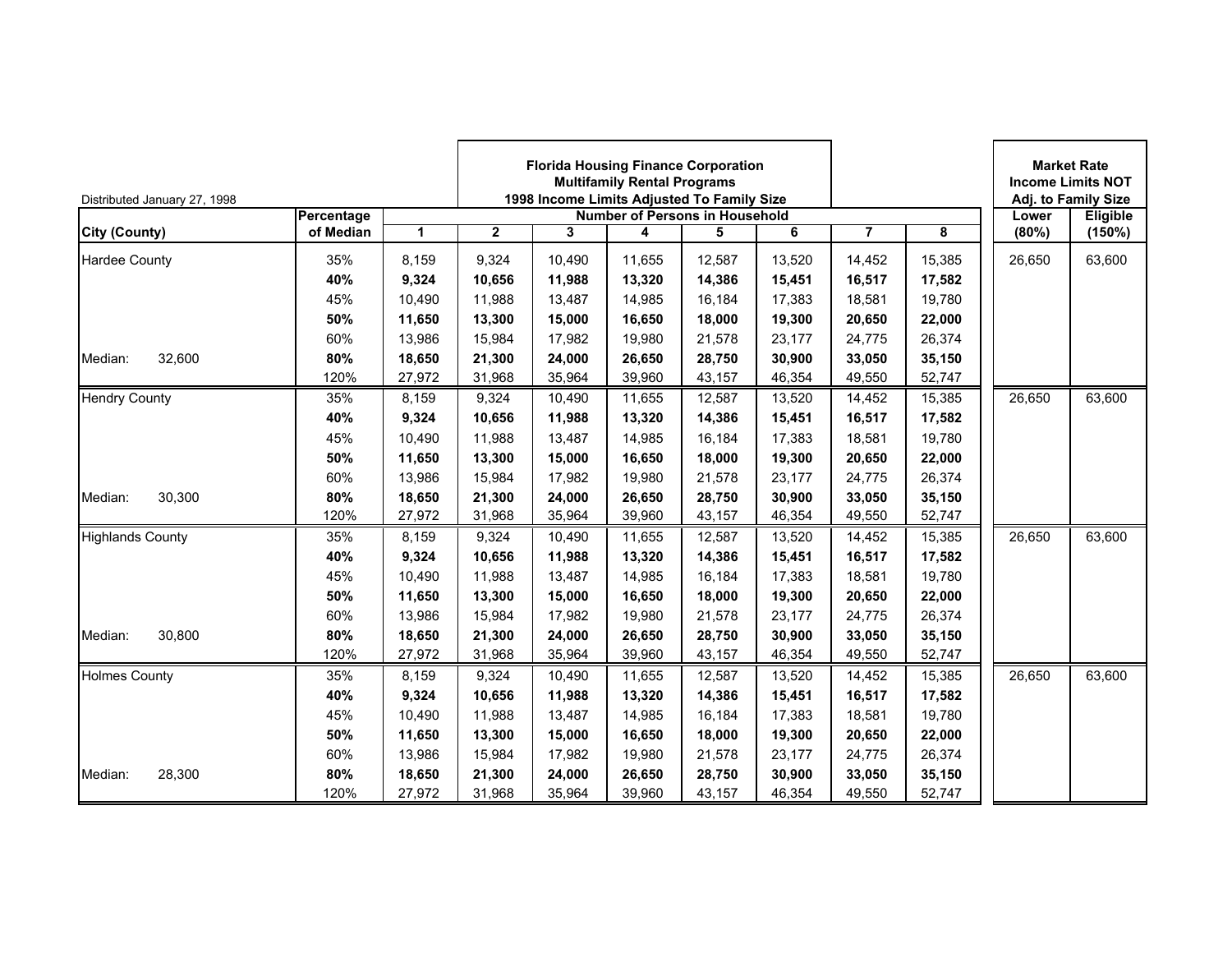Distributed January 27, 1998

| City (County) | Percentage of Median | 1 | 2 | 3 | 4 | 5 | 6 | 7 | 8 | Lower (80%) | Eligible (150%) |
|---|---|---|---|---|---|---|---|---|---|---|---|
| | | **Florida Housing Finance Corporation Multifamily Rental Programs 1998 Income Limits Adjusted To Family Size** — Number of Persons in Household | | | | | | | | **Market Rate Income Limits NOT Adj. to Family Size** | |
| Hardee County | 35% | 8,159 | 9,324 | 10,490 | 11,655 | 12,587 | 13,520 | 14,452 | 15,385 | 26,650 | 63,600 |
| | **40%** | **9,324** | **10,656** | **11,988** | **13,320** | **14,386** | **15,451** | **16,517** | **17,582** | | |
| | 45% | 10,490 | 11,988 | 13,487 | 14,985 | 16,184 | 17,383 | 18,581 | 19,780 | | |
| | **50%** | **11,650** | **13,300** | **15,000** | **16,650** | **18,000** | **19,300** | **20,650** | **22,000** | | |
| | 60% | 13,986 | 15,984 | 17,982 | 19,980 | 21,578 | 23,177 | 24,775 | 26,374 | | |
| Median: 32,600 | **80%** | **18,650** | **21,300** | **24,000** | **26,650** | **28,750** | **30,900** | **33,050** | **35,150** | | |
| | 120% | 27,972 | 31,968 | 35,964 | 39,960 | 43,157 | 46,354 | 49,550 | 52,747 | | |
| Hendry County | 35% | 8,159 | 9,324 | 10,490 | 11,655 | 12,587 | 13,520 | 14,452 | 15,385 | 26,650 | 63,600 |
| | **40%** | **9,324** | **10,656** | **11,988** | **13,320** | **14,386** | **15,451** | **16,517** | **17,582** | | |
| | 45% | 10,490 | 11,988 | 13,487 | 14,985 | 16,184 | 17,383 | 18,581 | 19,780 | | |
| | **50%** | **11,650** | **13,300** | **15,000** | **16,650** | **18,000** | **19,300** | **20,650** | **22,000** | | |
| | 60% | 13,986 | 15,984 | 17,982 | 19,980 | 21,578 | 23,177 | 24,775 | 26,374 | | |
| Median: 30,300 | **80%** | **18,650** | **21,300** | **24,000** | **26,650** | **28,750** | **30,900** | **33,050** | **35,150** | | |
| | 120% | 27,972 | 31,968 | 35,964 | 39,960 | 43,157 | 46,354 | 49,550 | 52,747 | | |
| Highlands County | 35% | 8,159 | 9,324 | 10,490 | 11,655 | 12,587 | 13,520 | 14,452 | 15,385 | 26,650 | 63,600 |
| | **40%** | **9,324** | **10,656** | **11,988** | **13,320** | **14,386** | **15,451** | **16,517** | **17,582** | | |
| | 45% | 10,490 | 11,988 | 13,487 | 14,985 | 16,184 | 17,383 | 18,581 | 19,780 | | |
| | **50%** | **11,650** | **13,300** | **15,000** | **16,650** | **18,000** | **19,300** | **20,650** | **22,000** | | |
| | 60% | 13,986 | 15,984 | 17,982 | 19,980 | 21,578 | 23,177 | 24,775 | 26,374 | | |
| Median: 30,800 | **80%** | **18,650** | **21,300** | **24,000** | **26,650** | **28,750** | **30,900** | **33,050** | **35,150** | | |
| | 120% | 27,972 | 31,968 | 35,964 | 39,960 | 43,157 | 46,354 | 49,550 | 52,747 | | |
| Holmes County | 35% | 8,159 | 9,324 | 10,490 | 11,655 | 12,587 | 13,520 | 14,452 | 15,385 | 26,650 | 63,600 |
| | **40%** | **9,324** | **10,656** | **11,988** | **13,320** | **14,386** | **15,451** | **16,517** | **17,582** | | |
| | 45% | 10,490 | 11,988 | 13,487 | 14,985 | 16,184 | 17,383 | 18,581 | 19,780 | | |
| | **50%** | **11,650** | **13,300** | **15,000** | **16,650** | **18,000** | **19,300** | **20,650** | **22,000** | | |
| | 60% | 13,986 | 15,984 | 17,982 | 19,980 | 21,578 | 23,177 | 24,775 | 26,374 | | |
| Median: 28,300 | **80%** | **18,650** | **21,300** | **24,000** | **26,650** | **28,750** | **30,900** | **33,050** | **35,150** | | |
| | 120% | 27,972 | 31,968 | 35,964 | 39,960 | 43,157 | 46,354 | 49,550 | 52,747 | | |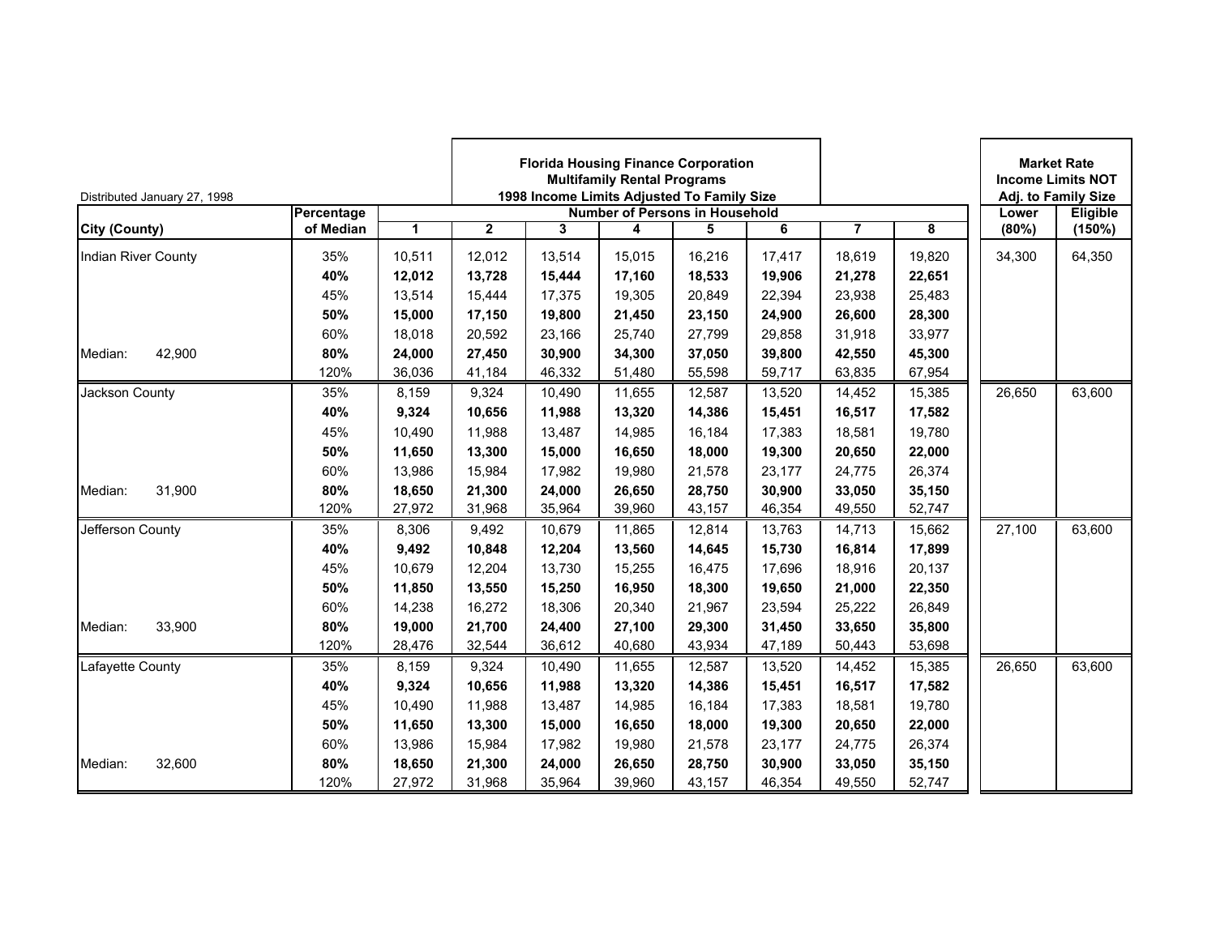Distributed January 27, 1998

**Florida Housing Finance Corporation**
**Multifamily Rental Programs**
**1998 Income Limits Adjusted To Family Size**

| City (County) | Percentage of Median | 1 | 2 | 3 | 4 | 5 | 6 | 7 | 8 | Market Rate Income Limits NOT Adj. to Family Size: Lower (80%) | Eligible (150%) |
|---|---|---|---|---|---|---|---|---|---|---|---|
| | | **Number of Persons in Household** | | | | | | | | | |
| Indian River County | 35% | 10,511 | 12,012 | 13,514 | 15,015 | 16,216 | 17,417 | 18,619 | 19,820 | 34,300 | 64,350 |
| | **40%** | **12,012** | **13,728** | **15,444** | **17,160** | **18,533** | **19,906** | **21,278** | **22,651** | | |
| | 45% | 13,514 | 15,444 | 17,375 | 19,305 | 20,849 | 22,394 | 23,938 | 25,483 | | |
| | **50%** | **15,000** | **17,150** | **19,800** | **21,450** | **23,150** | **24,900** | **26,600** | **28,300** | | |
| | 60% | 18,018 | 20,592 | 23,166 | 25,740 | 27,799 | 29,858 | 31,918 | 33,977 | | |
| Median: 42,900 | **80%** | **24,000** | **27,450** | **30,900** | **34,300** | **37,050** | **39,800** | **42,550** | **45,300** | | |
| | 120% | 36,036 | 41,184 | 46,332 | 51,480 | 55,598 | 59,717 | 63,835 | 67,954 | | |
| Jackson County | 35% | 8,159 | 9,324 | 10,490 | 11,655 | 12,587 | 13,520 | 14,452 | 15,385 | 26,650 | 63,600 |
| | **40%** | **9,324** | **10,656** | **11,988** | **13,320** | **14,386** | **15,451** | **16,517** | **17,582** | | |
| | 45% | 10,490 | 11,988 | 13,487 | 14,985 | 16,184 | 17,383 | 18,581 | 19,780 | | |
| | **50%** | **11,650** | **13,300** | **15,000** | **16,650** | **18,000** | **19,300** | **20,650** | **22,000** | | |
| | 60% | 13,986 | 15,984 | 17,982 | 19,980 | 21,578 | 23,177 | 24,775 | 26,374 | | |
| Median: 31,900 | **80%** | **18,650** | **21,300** | **24,000** | **26,650** | **28,750** | **30,900** | **33,050** | **35,150** | | |
| | 120% | 27,972 | 31,968 | 35,964 | 39,960 | 43,157 | 46,354 | 49,550 | 52,747 | | |
| Jefferson County | 35% | 8,306 | 9,492 | 10,679 | 11,865 | 12,814 | 13,763 | 14,713 | 15,662 | 27,100 | 63,600 |
| | **40%** | **9,492** | **10,848** | **12,204** | **13,560** | **14,645** | **15,730** | **16,814** | **17,899** | | |
| | 45% | 10,679 | 12,204 | 13,730 | 15,255 | 16,475 | 17,696 | 18,916 | 20,137 | | |
| | **50%** | **11,850** | **13,550** | **15,250** | **16,950** | **18,300** | **19,650** | **21,000** | **22,350** | | |
| | 60% | 14,238 | 16,272 | 18,306 | 20,340 | 21,967 | 23,594 | 25,222 | 26,849 | | |
| Median: 33,900 | **80%** | **19,000** | **21,700** | **24,400** | **27,100** | **29,300** | **31,450** | **33,650** | **35,800** | | |
| | 120% | 28,476 | 32,544 | 36,612 | 40,680 | 43,934 | 47,189 | 50,443 | 53,698 | | |
| Lafayette County | 35% | 8,159 | 9,324 | 10,490 | 11,655 | 12,587 | 13,520 | 14,452 | 15,385 | 26,650 | 63,600 |
| | **40%** | **9,324** | **10,656** | **11,988** | **13,320** | **14,386** | **15,451** | **16,517** | **17,582** | | |
| | 45% | 10,490 | 11,988 | 13,487 | 14,985 | 16,184 | 17,383 | 18,581 | 19,780 | | |
| | **50%** | **11,650** | **13,300** | **15,000** | **16,650** | **18,000** | **19,300** | **20,650** | **22,000** | | |
| | 60% | 13,986 | 15,984 | 17,982 | 19,980 | 21,578 | 23,177 | 24,775 | 26,374 | | |
| Median: 32,600 | **80%** | **18,650** | **21,300** | **24,000** | **26,650** | **28,750** | **30,900** | **33,050** | **35,150** | | |
| | 120% | 27,972 | 31,968 | 35,964 | 39,960 | 43,157 | 46,354 | 49,550 | 52,747 | | |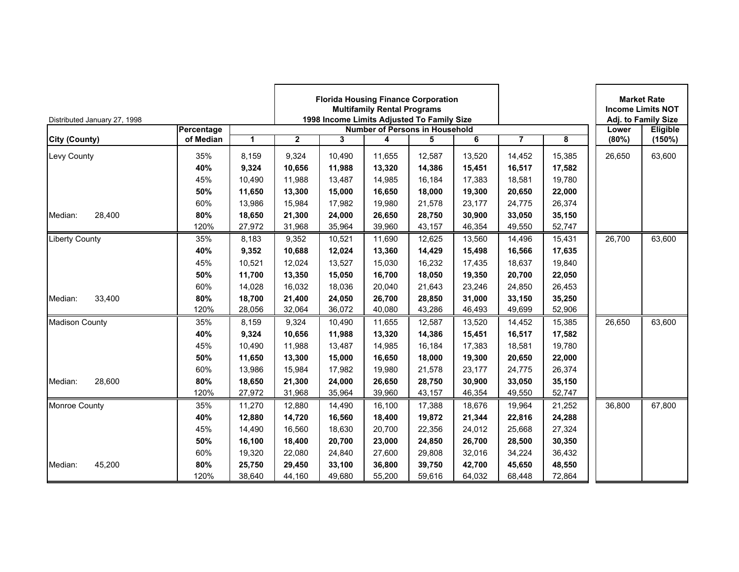Distributed January 27, 1998

**Florida Housing Finance Corporation**
**Multifamily Rental Programs**
**1998 Income Limits Adjusted To Family Size**

| City (County) | | Percentage of Median | 1 | 2 | 3 | 4 | 5 | 6 | 7 | 8 | Lower (80%) | Eligible (150%) |
|---|---|---|---|---|---|---|---|---|---|---|---|---|
| | | | **Number of Persons in Household** | | | | | | | | **Market Rate Income Limits NOT Adj. to Family Size** | |
| Levy County | | 35% | 8,159 | 9,324 | 10,490 | 11,655 | 12,587 | 13,520 | 14,452 | 15,385 | 26,650 | 63,600 |
| | | **40%** | **9,324** | **10,656** | **11,988** | **13,320** | **14,386** | **15,451** | **16,517** | **17,582** | | |
| | | 45% | 10,490 | 11,988 | 13,487 | 14,985 | 16,184 | 17,383 | 18,581 | 19,780 | | |
| | | **50%** | **11,650** | **13,300** | **15,000** | **16,650** | **18,000** | **19,300** | **20,650** | **22,000** | | |
| | | 60% | 13,986 | 15,984 | 17,982 | 19,980 | 21,578 | 23,177 | 24,775 | 26,374 | | |
| Median: | 28,400 | **80%** | **18,650** | **21,300** | **24,000** | **26,650** | **28,750** | **30,900** | **33,050** | **35,150** | | |
| | | 120% | 27,972 | 31,968 | 35,964 | 39,960 | 43,157 | 46,354 | 49,550 | 52,747 | | |
| Liberty County | | 35% | 8,183 | 9,352 | 10,521 | 11,690 | 12,625 | 13,560 | 14,496 | 15,431 | 26,700 | 63,600 |
| | | **40%** | **9,352** | **10,688** | **12,024** | **13,360** | **14,429** | **15,498** | **16,566** | **17,635** | | |
| | | 45% | 10,521 | 12,024 | 13,527 | 15,030 | 16,232 | 17,435 | 18,637 | 19,840 | | |
| | | **50%** | **11,700** | **13,350** | **15,050** | **16,700** | **18,050** | **19,350** | **20,700** | **22,050** | | |
| | | 60% | 14,028 | 16,032 | 18,036 | 20,040 | 21,643 | 23,246 | 24,850 | 26,453 | | |
| Median: | 33,400 | **80%** | **18,700** | **21,400** | **24,050** | **26,700** | **28,850** | **31,000** | **33,150** | **35,250** | | |
| | | 120% | 28,056 | 32,064 | 36,072 | 40,080 | 43,286 | 46,493 | 49,699 | 52,906 | | |
| Madison County | | 35% | 8,159 | 9,324 | 10,490 | 11,655 | 12,587 | 13,520 | 14,452 | 15,385 | 26,650 | 63,600 |
| | | **40%** | **9,324** | **10,656** | **11,988** | **13,320** | **14,386** | **15,451** | **16,517** | **17,582** | | |
| | | 45% | 10,490 | 11,988 | 13,487 | 14,985 | 16,184 | 17,383 | 18,581 | 19,780 | | |
| | | **50%** | **11,650** | **13,300** | **15,000** | **16,650** | **18,000** | **19,300** | **20,650** | **22,000** | | |
| | | 60% | 13,986 | 15,984 | 17,982 | 19,980 | 21,578 | 23,177 | 24,775 | 26,374 | | |
| Median: | 28,600 | **80%** | **18,650** | **21,300** | **24,000** | **26,650** | **28,750** | **30,900** | **33,050** | **35,150** | | |
| | | 120% | 27,972 | 31,968 | 35,964 | 39,960 | 43,157 | 46,354 | 49,550 | 52,747 | | |
| Monroe County | | 35% | 11,270 | 12,880 | 14,490 | 16,100 | 17,388 | 18,676 | 19,964 | 21,252 | 36,800 | 67,800 |
| | | **40%** | **12,880** | **14,720** | **16,560** | **18,400** | **19,872** | **21,344** | **22,816** | **24,288** | | |
| | | 45% | 14,490 | 16,560 | 18,630 | 20,700 | 22,356 | 24,012 | 25,668 | 27,324 | | |
| | | **50%** | **16,100** | **18,400** | **20,700** | **23,000** | **24,850** | **26,700** | **28,500** | **30,350** | | |
| | | 60% | 19,320 | 22,080 | 24,840 | 27,600 | 29,808 | 32,016 | 34,224 | 36,432 | | |
| Median: | 45,200 | **80%** | **25,750** | **29,450** | **33,100** | **36,800** | **39,750** | **42,700** | **45,650** | **48,550** | | |
| | | 120% | 38,640 | 44,160 | 49,680 | 55,200 | 59,616 | 64,032 | 68,448 | 72,864 | | |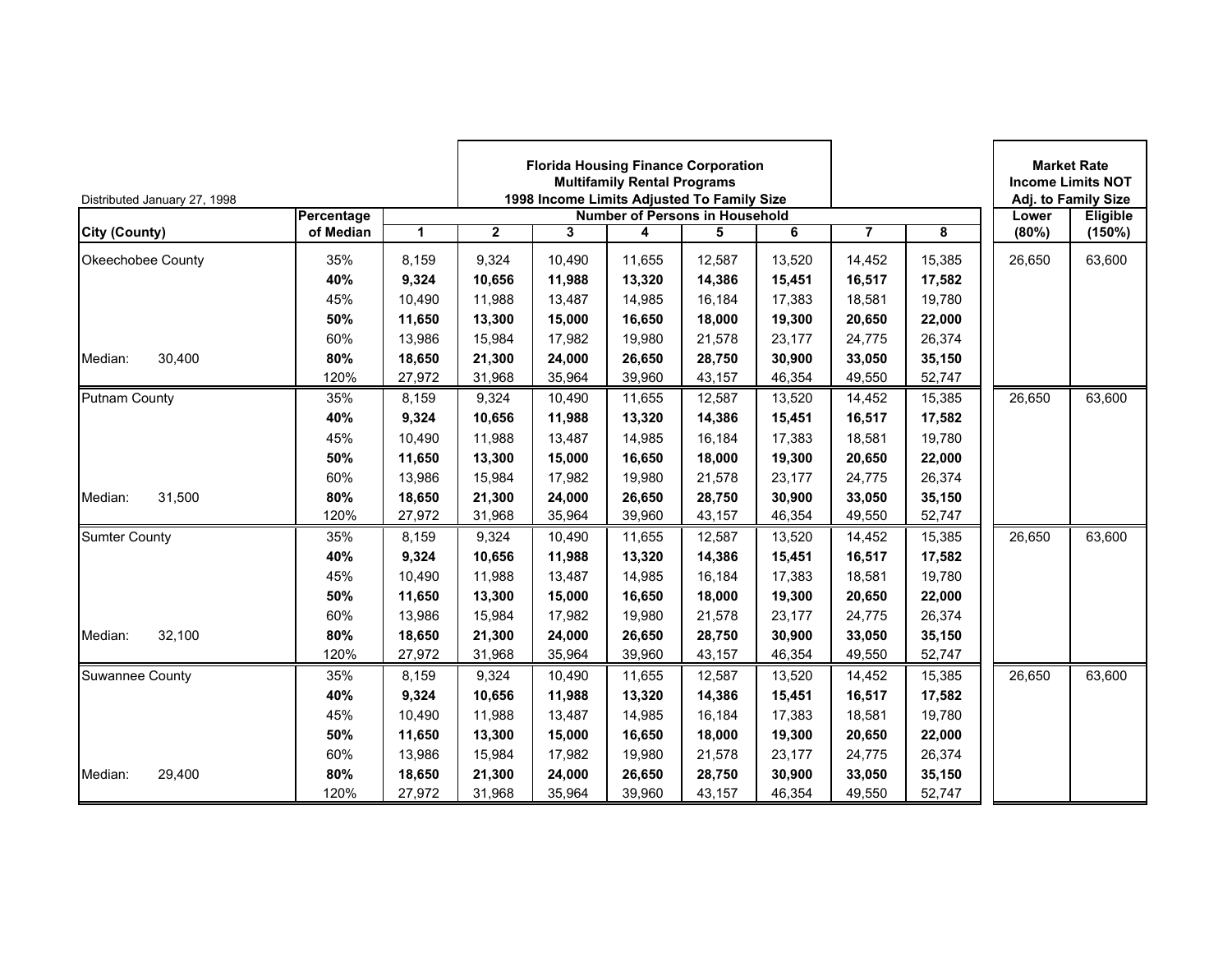Distributed January 27, 1998

**Florida Housing Finance Corporation**
**Multifamily Rental Programs**
**1998 Income Limits Adjusted To Family Size**

| City (County) | Percentage of Median | 1 | 2 | 3 | 4 | 5 | 6 | 7 | 8 | Market Rate Income Limits NOT Adj. to Family Size: Lower (80%) | Eligible (150%) |
|---|---|---|---|---|---|---|---|---|---|---|---|
| | | **Number of Persons in Household** | | | | | | | | | |
| Okeechobee County | 35% | 8,159 | 9,324 | 10,490 | 11,655 | 12,587 | 13,520 | 14,452 | 15,385 | 26,650 | 63,600 |
| | **40%** | **9,324** | **10,656** | **11,988** | **13,320** | **14,386** | **15,451** | **16,517** | **17,582** | | |
| | 45% | 10,490 | 11,988 | 13,487 | 14,985 | 16,184 | 17,383 | 18,581 | 19,780 | | |
| | **50%** | **11,650** | **13,300** | **15,000** | **16,650** | **18,000** | **19,300** | **20,650** | **22,000** | | |
| | 60% | 13,986 | 15,984 | 17,982 | 19,980 | 21,578 | 23,177 | 24,775 | 26,374 | | |
| Median: 30,400 | **80%** | **18,650** | **21,300** | **24,000** | **26,650** | **28,750** | **30,900** | **33,050** | **35,150** | | |
| | 120% | 27,972 | 31,968 | 35,964 | 39,960 | 43,157 | 46,354 | 49,550 | 52,747 | | |
| Putnam County | 35% | 8,159 | 9,324 | 10,490 | 11,655 | 12,587 | 13,520 | 14,452 | 15,385 | 26,650 | 63,600 |
| | **40%** | **9,324** | **10,656** | **11,988** | **13,320** | **14,386** | **15,451** | **16,517** | **17,582** | | |
| | 45% | 10,490 | 11,988 | 13,487 | 14,985 | 16,184 | 17,383 | 18,581 | 19,780 | | |
| | **50%** | **11,650** | **13,300** | **15,000** | **16,650** | **18,000** | **19,300** | **20,650** | **22,000** | | |
| | 60% | 13,986 | 15,984 | 17,982 | 19,980 | 21,578 | 23,177 | 24,775 | 26,374 | | |
| Median: 31,500 | **80%** | **18,650** | **21,300** | **24,000** | **26,650** | **28,750** | **30,900** | **33,050** | **35,150** | | |
| | 120% | 27,972 | 31,968 | 35,964 | 39,960 | 43,157 | 46,354 | 49,550 | 52,747 | | |
| Sumter County | 35% | 8,159 | 9,324 | 10,490 | 11,655 | 12,587 | 13,520 | 14,452 | 15,385 | 26,650 | 63,600 |
| | **40%** | **9,324** | **10,656** | **11,988** | **13,320** | **14,386** | **15,451** | **16,517** | **17,582** | | |
| | 45% | 10,490 | 11,988 | 13,487 | 14,985 | 16,184 | 17,383 | 18,581 | 19,780 | | |
| | **50%** | **11,650** | **13,300** | **15,000** | **16,650** | **18,000** | **19,300** | **20,650** | **22,000** | | |
| | 60% | 13,986 | 15,984 | 17,982 | 19,980 | 21,578 | 23,177 | 24,775 | 26,374 | | |
| Median: 32,100 | **80%** | **18,650** | **21,300** | **24,000** | **26,650** | **28,750** | **30,900** | **33,050** | **35,150** | | |
| | 120% | 27,972 | 31,968 | 35,964 | 39,960 | 43,157 | 46,354 | 49,550 | 52,747 | | |
| Suwannee County | 35% | 8,159 | 9,324 | 10,490 | 11,655 | 12,587 | 13,520 | 14,452 | 15,385 | 26,650 | 63,600 |
| | **40%** | **9,324** | **10,656** | **11,988** | **13,320** | **14,386** | **15,451** | **16,517** | **17,582** | | |
| | 45% | 10,490 | 11,988 | 13,487 | 14,985 | 16,184 | 17,383 | 18,581 | 19,780 | | |
| | **50%** | **11,650** | **13,300** | **15,000** | **16,650** | **18,000** | **19,300** | **20,650** | **22,000** | | |
| | 60% | 13,986 | 15,984 | 17,982 | 19,980 | 21,578 | 23,177 | 24,775 | 26,374 | | |
| Median: 29,400 | **80%** | **18,650** | **21,300** | **24,000** | **26,650** | **28,750** | **30,900** | **33,050** | **35,150** | | |
| | 120% | 27,972 | 31,968 | 35,964 | 39,960 | 43,157 | 46,354 | 49,550 | 52,747 | | |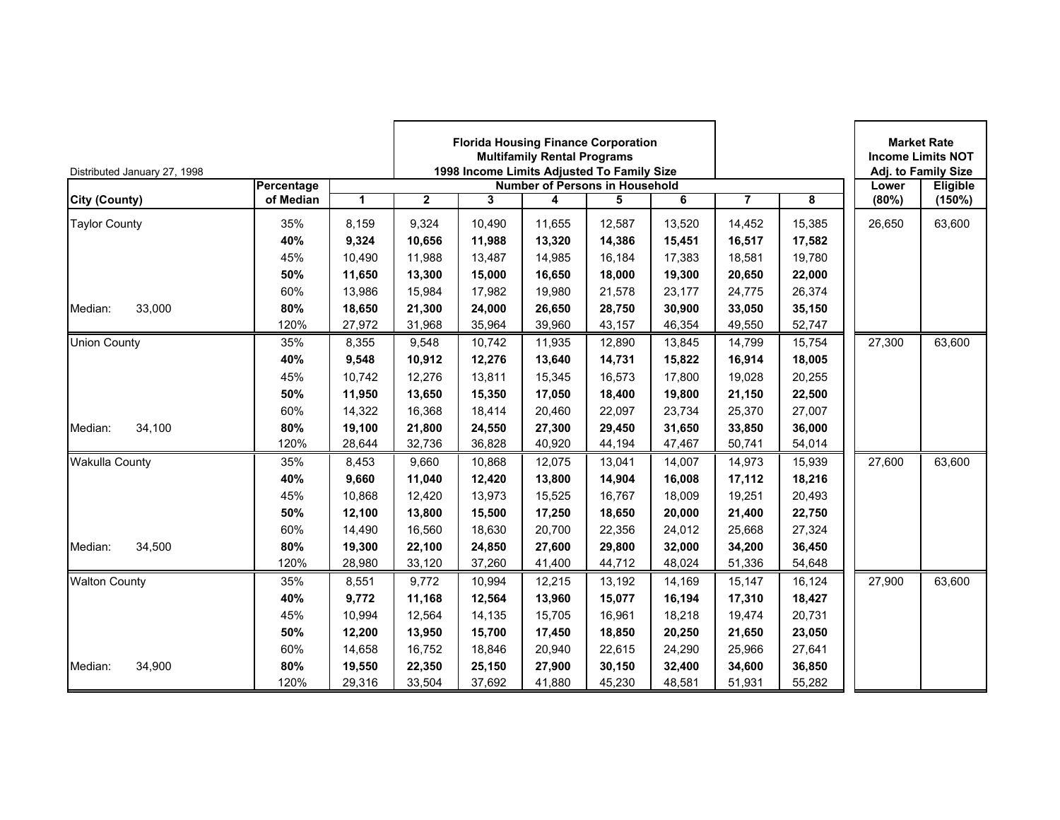Distributed January 27, 1998

| City (County) | | Percentage of Median | 1 | 2 | 3 | 4 | 5 | 6 | 7 | 8 | Lower (80%) | Eligible (150%) |
|---|---|---|---|---|---|---|---|---|---|---|---|---|
| | | | **Florida Housing Finance Corporation Multifamily Rental Programs 1998 Income Limits Adjusted To Family Size** | | | | | | | | **Market Rate Income Limits NOT Adj. to Family Size** | |
| | | | **Number of Persons in Household** | | | | | | | | | |
| Taylor County | | 35% | 8,159 | 9,324 | 10,490 | 11,655 | 12,587 | 13,520 | 14,452 | 15,385 | 26,650 | 63,600 |
| | | **40%** | **9,324** | **10,656** | **11,988** | **13,320** | **14,386** | **15,451** | **16,517** | **17,582** | | |
| | | 45% | 10,490 | 11,988 | 13,487 | 14,985 | 16,184 | 17,383 | 18,581 | 19,780 | | |
| | | **50%** | **11,650** | **13,300** | **15,000** | **16,650** | **18,000** | **19,300** | **20,650** | **22,000** | | |
| | | 60% | 13,986 | 15,984 | 17,982 | 19,980 | 21,578 | 23,177 | 24,775 | 26,374 | | |
| Median: | 33,000 | **80%** | **18,650** | **21,300** | **24,000** | **26,650** | **28,750** | **30,900** | **33,050** | **35,150** | | |
| | | 120% | 27,972 | 31,968 | 35,964 | 39,960 | 43,157 | 46,354 | 49,550 | 52,747 | | |
| Union County | | 35% | 8,355 | 9,548 | 10,742 | 11,935 | 12,890 | 13,845 | 14,799 | 15,754 | 27,300 | 63,600 |
| | | **40%** | **9,548** | **10,912** | **12,276** | **13,640** | **14,731** | **15,822** | **16,914** | **18,005** | | |
| | | 45% | 10,742 | 12,276 | 13,811 | 15,345 | 16,573 | 17,800 | 19,028 | 20,255 | | |
| | | **50%** | **11,950** | **13,650** | **15,350** | **17,050** | **18,400** | **19,800** | **21,150** | **22,500** | | |
| | | 60% | 14,322 | 16,368 | 18,414 | 20,460 | 22,097 | 23,734 | 25,370 | 27,007 | | |
| Median: | 34,100 | **80%** | **19,100** | **21,800** | **24,550** | **27,300** | **29,450** | **31,650** | **33,850** | **36,000** | | |
| | | 120% | 28,644 | 32,736 | 36,828 | 40,920 | 44,194 | 47,467 | 50,741 | 54,014 | | |
| Wakulla County | | 35% | 8,453 | 9,660 | 10,868 | 12,075 | 13,041 | 14,007 | 14,973 | 15,939 | 27,600 | 63,600 |
| | | **40%** | **9,660** | **11,040** | **12,420** | **13,800** | **14,904** | **16,008** | **17,112** | **18,216** | | |
| | | 45% | 10,868 | 12,420 | 13,973 | 15,525 | 16,767 | 18,009 | 19,251 | 20,493 | | |
| | | **50%** | **12,100** | **13,800** | **15,500** | **17,250** | **18,650** | **20,000** | **21,400** | **22,750** | | |
| | | 60% | 14,490 | 16,560 | 18,630 | 20,700 | 22,356 | 24,012 | 25,668 | 27,324 | | |
| Median: | 34,500 | **80%** | **19,300** | **22,100** | **24,850** | **27,600** | **29,800** | **32,000** | **34,200** | **36,450** | | |
| | | 120% | 28,980 | 33,120 | 37,260 | 41,400 | 44,712 | 48,024 | 51,336 | 54,648 | | |
| Walton County | | 35% | 8,551 | 9,772 | 10,994 | 12,215 | 13,192 | 14,169 | 15,147 | 16,124 | 27,900 | 63,600 |
| | | **40%** | **9,772** | **11,168** | **12,564** | **13,960** | **15,077** | **16,194** | **17,310** | **18,427** | | |
| | | 45% | 10,994 | 12,564 | 14,135 | 15,705 | 16,961 | 18,218 | 19,474 | 20,731 | | |
| | | **50%** | **12,200** | **13,950** | **15,700** | **17,450** | **18,850** | **20,250** | **21,650** | **23,050** | | |
| | | 60% | 14,658 | 16,752 | 18,846 | 20,940 | 22,615 | 24,290 | 25,966 | 27,641 | | |
| Median: | 34,900 | **80%** | **19,550** | **22,350** | **25,150** | **27,900** | **30,150** | **32,400** | **34,600** | **36,850** | | |
| | | 120% | 29,316 | 33,504 | 37,692 | 41,880 | 45,230 | 48,581 | 51,931 | 55,282 | | |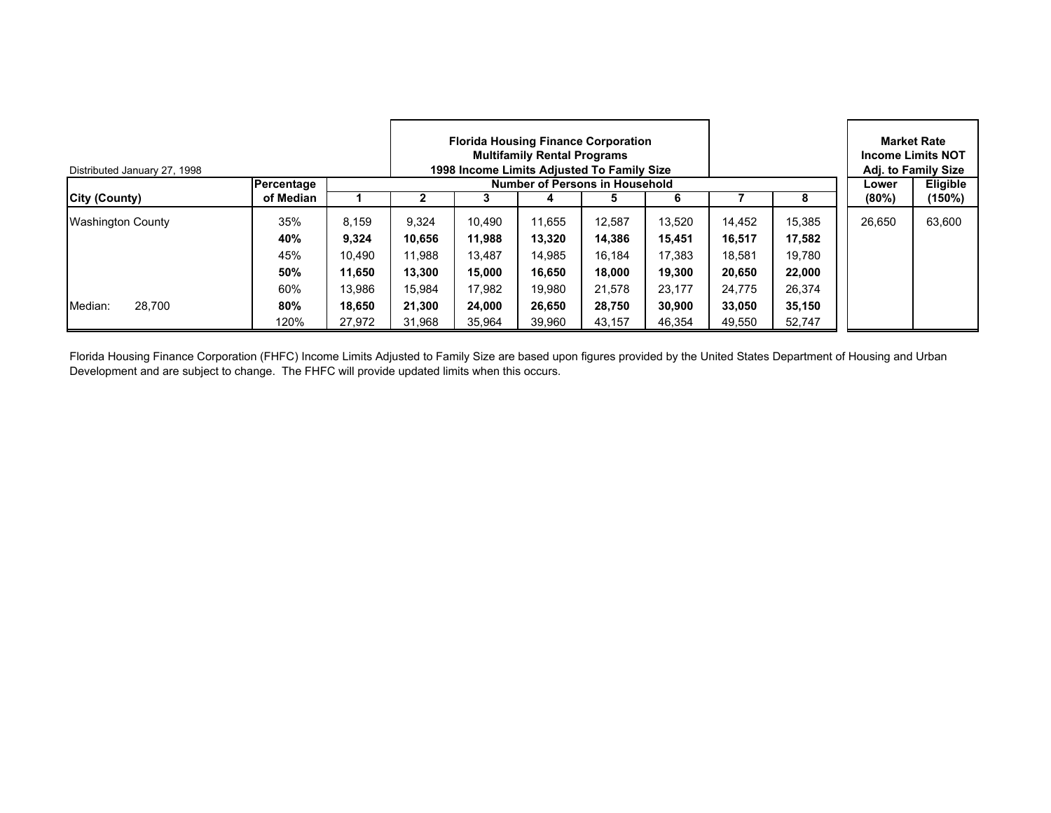Distributed January 27, 1998

| City (County) | Percentage of Median | Florida Housing Finance Corporation Multifamily Rental Programs 1998 Income Limits Adjusted To Family Size — Number of Persons in Household: 1 | 2 | 3 | 4 | 5 | 6 | 7 | 8 | Market Rate Income Limits NOT Adj. to Family Size: Lower (80%) | Eligible (150%) |
|---|---|---|---|---|---|---|---|---|---|---|---|
| Washington County | 35% | 8,159 | 9,324 | 10,490 | 11,655 | 12,587 | 13,520 | 14,452 | 15,385 | 26,650 | 63,600 |
| | **40%** | **9,324** | **10,656** | **11,988** | **13,320** | **14,386** | **15,451** | **16,517** | **17,582** | | |
| | 45% | 10,490 | 11,988 | 13,487 | 14,985 | 16,184 | 17,383 | 18,581 | 19,780 | | |
| | **50%** | **11,650** | **13,300** | **15,000** | **16,650** | **18,000** | **19,300** | **20,650** | **22,000** | | |
| | 60% | 13,986 | 15,984 | 17,982 | 19,980 | 21,578 | 23,177 | 24,775 | 26,374 | | |
| Median: 28,700 | **80%** | **18,650** | **21,300** | **24,000** | **26,650** | **28,750** | **30,900** | **33,050** | **35,150** | | |
| | 120% | 27,972 | 31,968 | 35,964 | 39,960 | 43,157 | 46,354 | 49,550 | 52,747 | | |

Florida Housing Finance Corporation (FHFC) Income Limits Adjusted to Family Size are based upon figures provided by the United States Department of Housing and Urban Development and are subject to change. The FHFC will provide updated limits when this occurs.